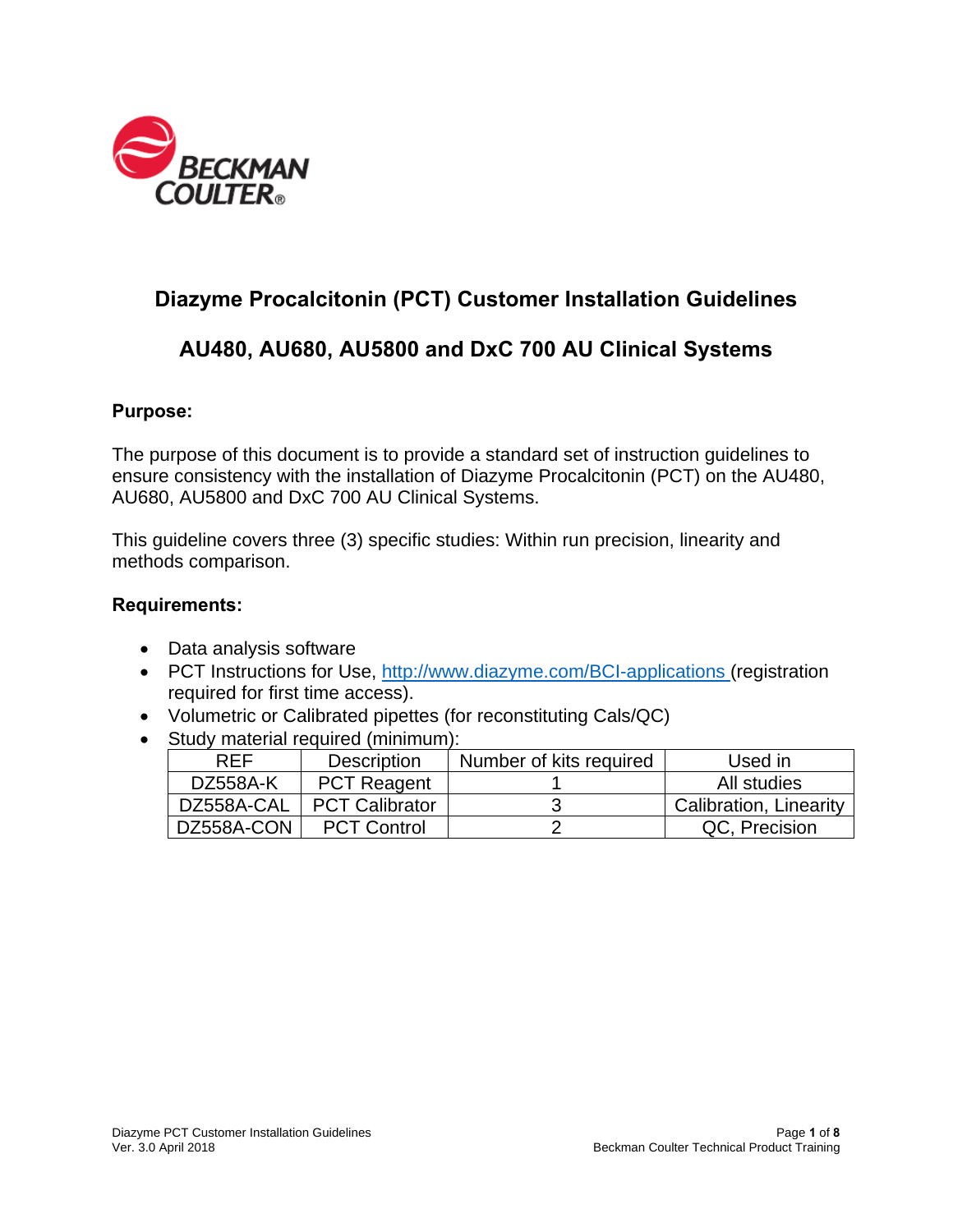# Diazyme Procalcitonin (PCT) Customer Installation Guidelines

## AU480, AU680, AU5800 and DxC 700 AU Clinical Systems

**Purpose:**

The purpose of this document is to provide a standard set of instruction guidelines to ensure consistency with the installation of Diazyme Procalcitonin (PCT) on the AU480, AU680, AU5800 and DxC 700 AU Clinical Systems.

This guideline covers three (3) specific studies: Within run precision, linearity and methods comparison.

**Requirements:**

- Data analysis software
- PCT Instructions for Use, http://www.diazyme.com/BCI-applications (registration required for first time access).
- Volumetric or Calibrated pipettes (for reconstituting Cals/QC)
- Study material required (minimum):

| REF | Description | Number of kits required | Used in |
|---|---|---|---|
| DZ558A-K | PCT Reagent | 1 | All studies |
| DZ558A-CAL | PCT Calibrator | 3 | Calibration, Linearity |
| DZ558A-CON | PCT Control | 2 | QC, Precision |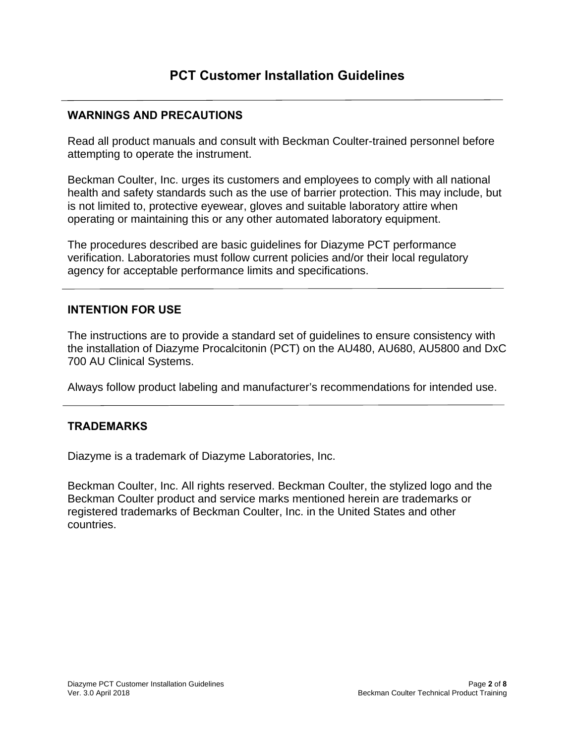# PCT Customer Installation Guidelines

## WARNINGS AND PRECAUTIONS

Read all product manuals and consult with Beckman Coulter-trained personnel before attempting to operate the instrument.

Beckman Coulter, Inc. urges its customers and employees to comply with all national health and safety standards such as the use of barrier protection. This may include, but is not limited to, protective eyewear, gloves and suitable laboratory attire when operating or maintaining this or any other automated laboratory equipment.

The procedures described are basic guidelines for Diazyme PCT performance verification. Laboratories must follow current policies and/or their local regulatory agency for acceptable performance limits and specifications.

## INTENTION FOR USE

The instructions are to provide a standard set of guidelines to ensure consistency with the installation of Diazyme Procalcitonin (PCT) on the AU480, AU680, AU5800 and DxC 700 AU Clinical Systems.

Always follow product labeling and manufacturer's recommendations for intended use.

## TRADEMARKS

Diazyme is a trademark of Diazyme Laboratories, Inc.

Beckman Coulter, Inc. All rights reserved. Beckman Coulter, the stylized logo and the Beckman Coulter product and service marks mentioned herein are trademarks or registered trademarks of Beckman Coulter, Inc. in the United States and other countries.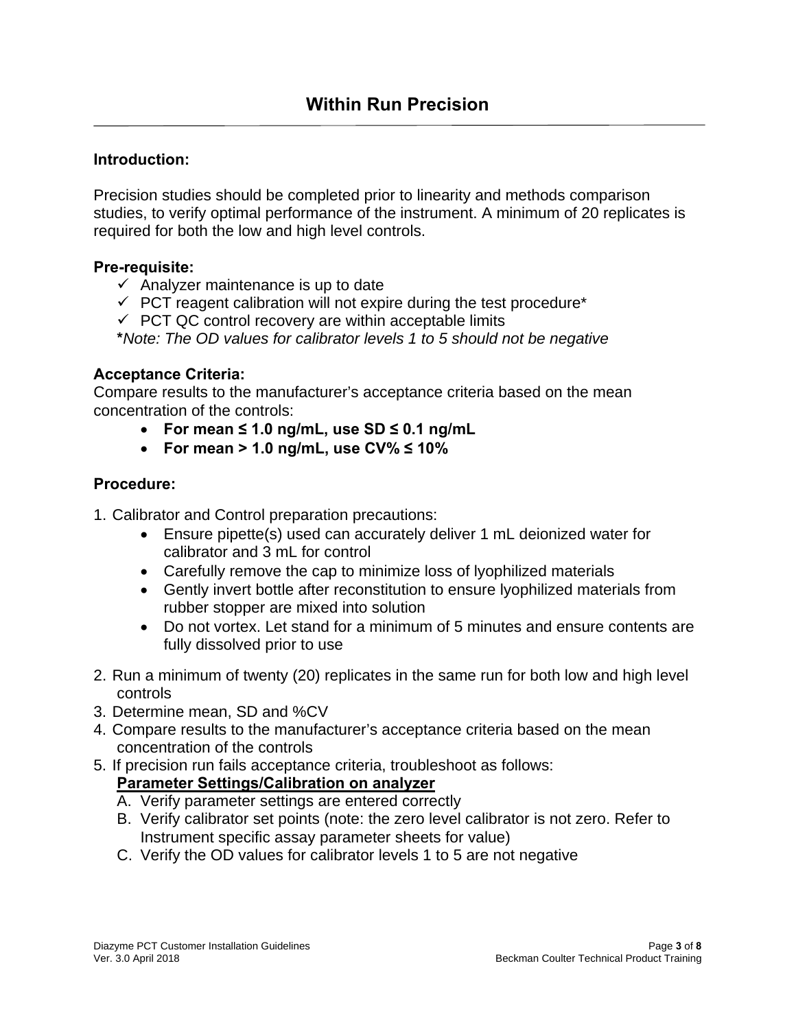# Within Run Precision

**Introduction:**

Precision studies should be completed prior to linearity and methods comparison studies, to verify optimal performance of the instrument. A minimum of 20 replicates is required for both the low and high level controls.

**Pre-requisite:**

- ✓ Analyzer maintenance is up to date
- ✓ PCT reagent calibration will not expire during the test procedure*
- ✓ PCT QC control recovery are within acceptable limits

**\***Note: The OD values for calibrator levels 1 to 5 should not be negative*

**Acceptance Criteria:**

Compare results to the manufacturer's acceptance criteria based on the mean concentration of the controls:

- **For mean ≤ 1.0 ng/mL, use SD ≤ 0.1 ng/mL**
- **For mean > 1.0 ng/mL, use CV% ≤ 10%**

**Procedure:**

1. Calibrator and Control preparation precautions:
   - Ensure pipette(s) used can accurately deliver 1 mL deionized water for calibrator and 3 mL for control
   - Carefully remove the cap to minimize loss of lyophilized materials
   - Gently invert bottle after reconstitution to ensure lyophilized materials from rubber stopper are mixed into solution
   - Do not vortex. Let stand for a minimum of 5 minutes and ensure contents are fully dissolved prior to use
2. Run a minimum of twenty (20) replicates in the same run for both low and high level controls
3. Determine mean, SD and %CV
4. Compare results to the manufacturer's acceptance criteria based on the mean concentration of the controls
5. If precision run fails acceptance criteria, troubleshoot as follows:

   **<u>Parameter Settings/Calibration on analyzer</u>**

   A. Verify parameter settings are entered correctly
   B. Verify calibrator set points (note: the zero level calibrator is not zero. Refer to Instrument specific assay parameter sheets for value)
   C. Verify the OD values for calibrator levels 1 to 5 are not negative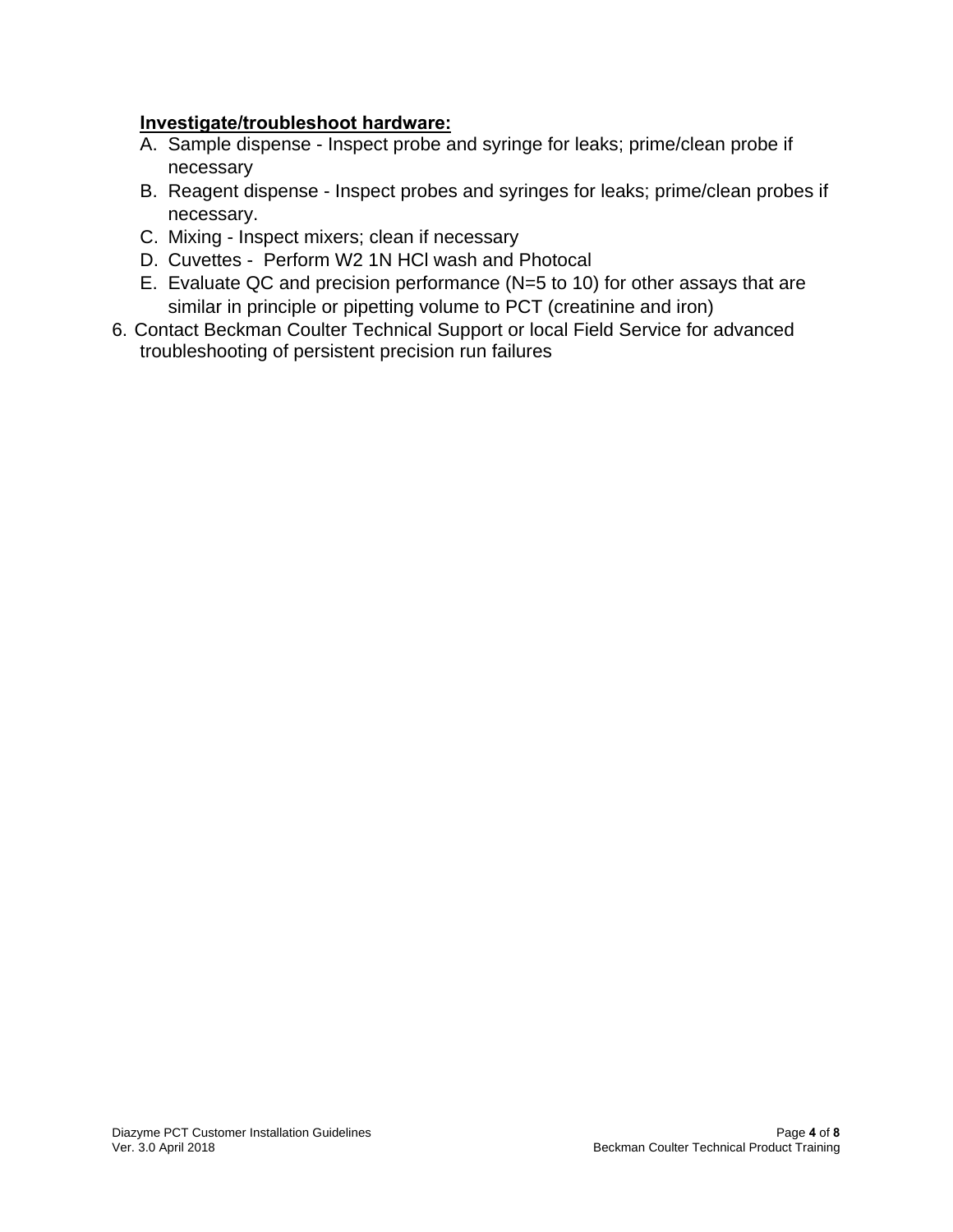**Investigate/troubleshoot hardware:**

A. Sample dispense - Inspect probe and syringe for leaks; prime/clean probe if necessary
B. Reagent dispense - Inspect probes and syringes for leaks; prime/clean probes if necessary.
C. Mixing - Inspect mixers; clean if necessary
D. Cuvettes - Perform W2 1N HCl wash and Photocal
E. Evaluate QC and precision performance (N=5 to 10) for other assays that are similar in principle or pipetting volume to PCT (creatinine and iron)

6. Contact Beckman Coulter Technical Support or local Field Service for advanced troubleshooting of persistent precision run failures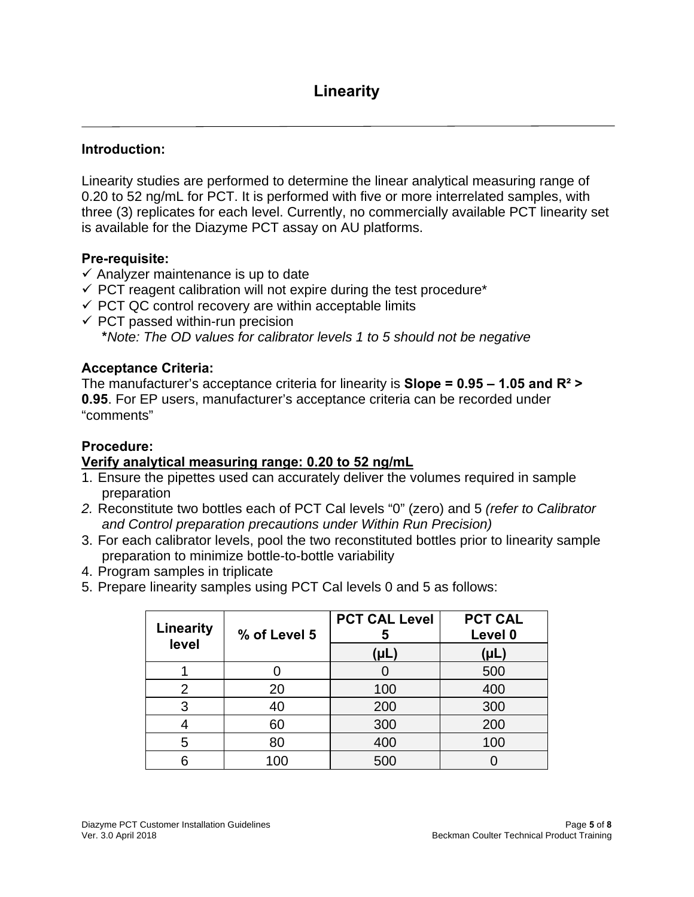# Linearity

---

**Introduction:**

Linearity studies are performed to determine the linear analytical measuring range of 0.20 to 52 ng/mL for PCT. It is performed with five or more interrelated samples, with three (3) replicates for each level. Currently, no commercially available PCT linearity set is available for the Diazyme PCT assay on AU platforms.

**Pre-requisite:**

- ✓ Analyzer maintenance is up to date
- ✓ PCT reagent calibration will not expire during the test procedure*
- ✓ PCT QC control recovery are within acceptable limits
- ✓ PCT passed within-run precision

  ****Note: The OD values for calibrator levels 1 to 5 should not be negative*

**Acceptance Criteria:**

The manufacturer's acceptance criteria for linearity is **Slope = 0.95 – 1.05 and $R^2$ > 0.95**. For EP users, manufacturer's acceptance criteria can be recorded under "comments"

**Procedure:**

<u>**Verify analytical measuring range: 0.20 to 52 ng/mL**</u>

1. Ensure the pipettes used can accurately deliver the volumes required in sample preparation
2. Reconstitute two bottles each of PCT Cal levels "0" (zero) and 5 *(refer to Calibrator and Control preparation precautions under Within Run Precision)*
3. For each calibrator levels, pool the two reconstituted bottles prior to linearity sample preparation to minimize bottle-to-bottle variability
4. Program samples in triplicate
5. Prepare linearity samples using PCT Cal levels 0 and 5 as follows:

| Linearity level | % of Level 5 | PCT CAL Level 5 | PCT CAL Level 0 |
|---|---|---|---|
| | | (µL) | (µL) |
| 1 | 0 | 0 | 500 |
| 2 | 20 | 100 | 400 |
| 3 | 40 | 200 | 300 |
| 4 | 60 | 300 | 200 |
| 5 | 80 | 400 | 100 |
| 6 | 100 | 500 | 0 |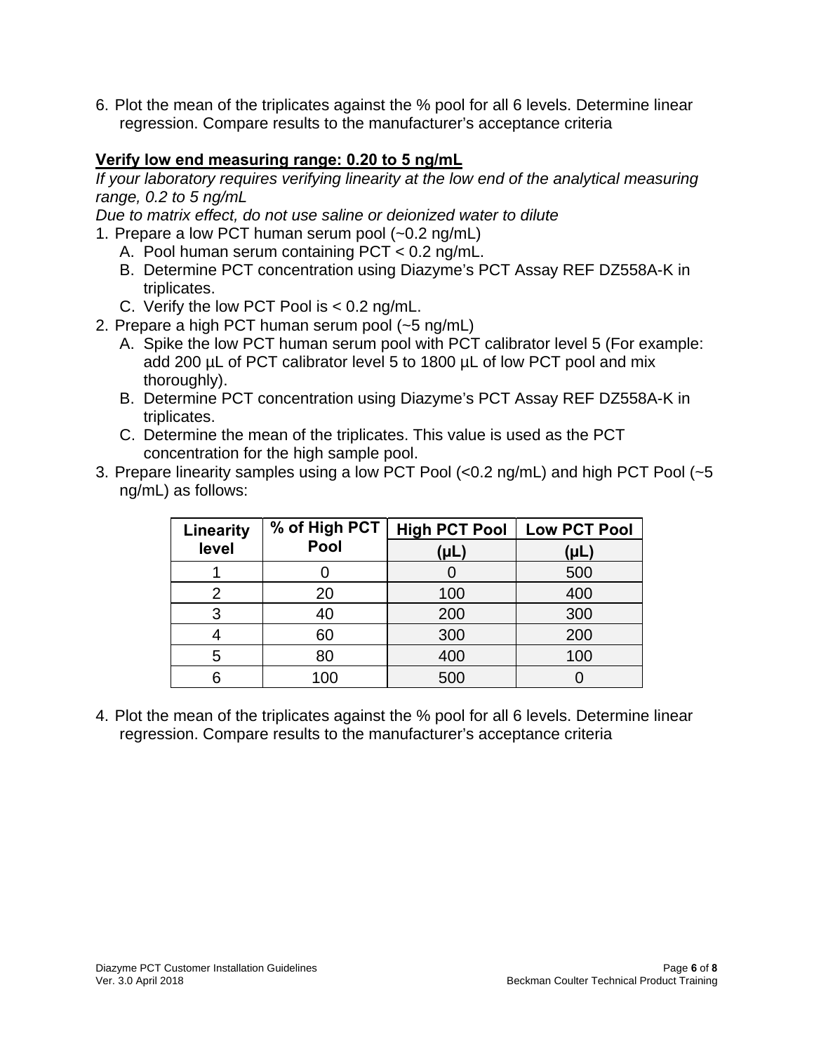6. Plot the mean of the triplicates against the % pool for all 6 levels. Determine linear regression. Compare results to the manufacturer's acceptance criteria

**Verify low end measuring range: 0.20 to 5 ng/mL**

*If your laboratory requires verifying linearity at the low end of the analytical measuring range, 0.2 to 5 ng/mL*

*Due to matrix effect, do not use saline or deionized water to dilute*

1. Prepare a low PCT human serum pool (~0.2 ng/mL)
   A. Pool human serum containing PCT < 0.2 ng/mL.
   B. Determine PCT concentration using Diazyme's PCT Assay REF DZ558A-K in triplicates.
   C. Verify the low PCT Pool is < 0.2 ng/mL.
2. Prepare a high PCT human serum pool (~5 ng/mL)
   A. Spike the low PCT human serum pool with PCT calibrator level 5 (For example: add 200 µL of PCT calibrator level 5 to 1800 µL of low PCT pool and mix thoroughly).
   B. Determine PCT concentration using Diazyme's PCT Assay REF DZ558A-K in triplicates.
   C. Determine the mean of the triplicates. This value is used as the PCT concentration for the high sample pool.
3. Prepare linearity samples using a low PCT Pool (<0.2 ng/mL) and high PCT Pool (~5 ng/mL) as follows:

| Linearity level | % of High PCT Pool | High PCT Pool (µL) | Low PCT Pool (µL) |
|---|---|---|---|
| 1 | 0 | 0 | 500 |
| 2 | 20 | 100 | 400 |
| 3 | 40 | 200 | 300 |
| 4 | 60 | 300 | 200 |
| 5 | 80 | 400 | 100 |
| 6 | 100 | 500 | 0 |

4. Plot the mean of the triplicates against the % pool for all 6 levels. Determine linear regression. Compare results to the manufacturer's acceptance criteria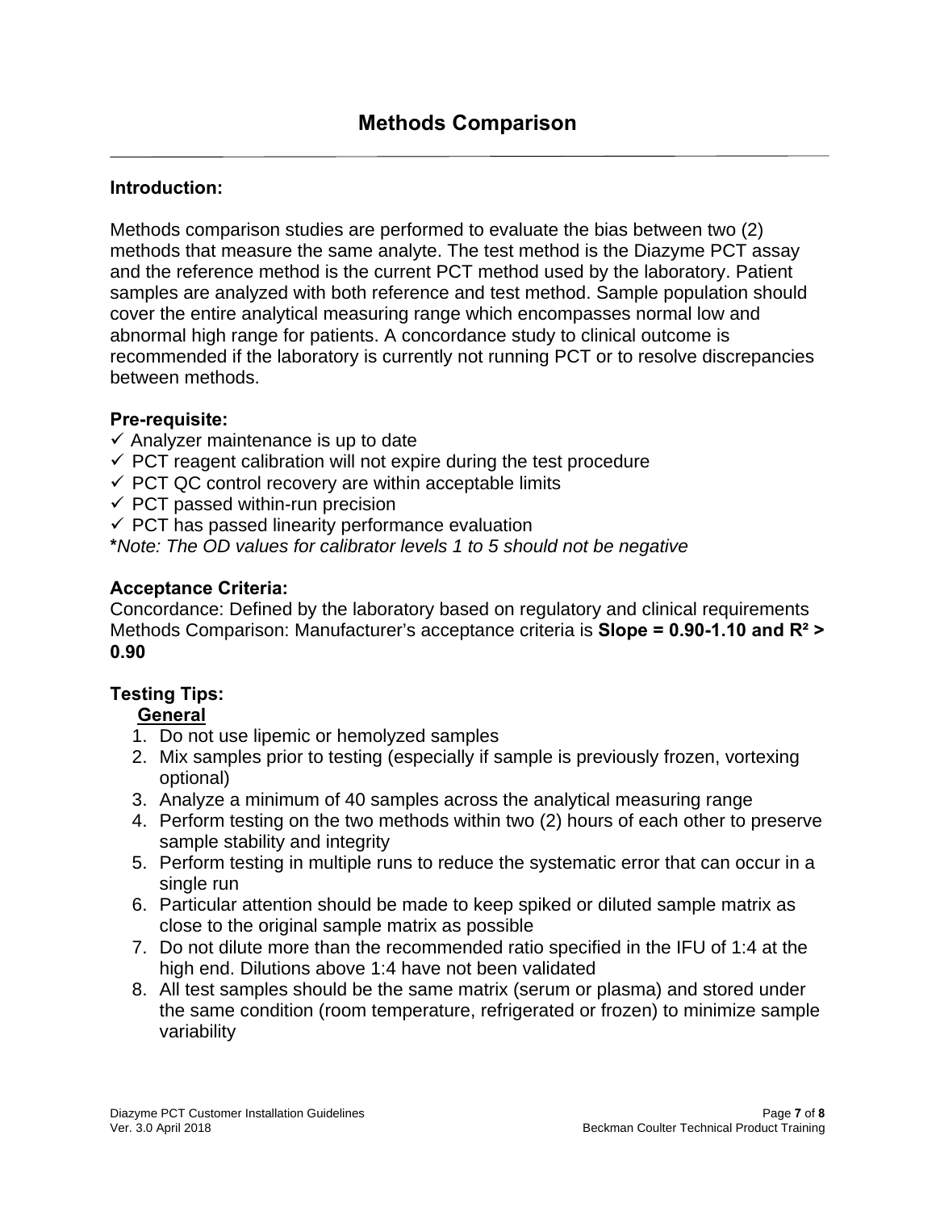# Methods Comparison

**Introduction:**

Methods comparison studies are performed to evaluate the bias between two (2) methods that measure the same analyte. The test method is the Diazyme PCT assay and the reference method is the current PCT method used by the laboratory. Patient samples are analyzed with both reference and test method. Sample population should cover the entire analytical measuring range which encompasses normal low and abnormal high range for patients. A concordance study to clinical outcome is recommended if the laboratory is currently not running PCT or to resolve discrepancies between methods.

**Pre-requisite:**

- ✓ Analyzer maintenance is up to date
- ✓ PCT reagent calibration will not expire during the test procedure
- ✓ PCT QC control recovery are within acceptable limits
- ✓ PCT passed within-run precision
- ✓ PCT has passed linearity performance evaluation

**\****Note: The OD values for calibrator levels 1 to 5 should not be negative*

**Acceptance Criteria:**

Concordance: Defined by the laboratory based on regulatory and clinical requirements
Methods Comparison: Manufacturer's acceptance criteria is **Slope = 0.90-1.10 and $R^2$ > 0.90**

**Testing Tips:**

**General**

1. Do not use lipemic or hemolyzed samples
2. Mix samples prior to testing (especially if sample is previously frozen, vortexing optional)
3. Analyze a minimum of 40 samples across the analytical measuring range
4. Perform testing on the two methods within two (2) hours of each other to preserve sample stability and integrity
5. Perform testing in multiple runs to reduce the systematic error that can occur in a single run
6. Particular attention should be made to keep spiked or diluted sample matrix as close to the original sample matrix as possible
7. Do not dilute more than the recommended ratio specified in the IFU of 1:4 at the high end. Dilutions above 1:4 have not been validated
8. All test samples should be the same matrix (serum or plasma) and stored under the same condition (room temperature, refrigerated or frozen) to minimize sample variability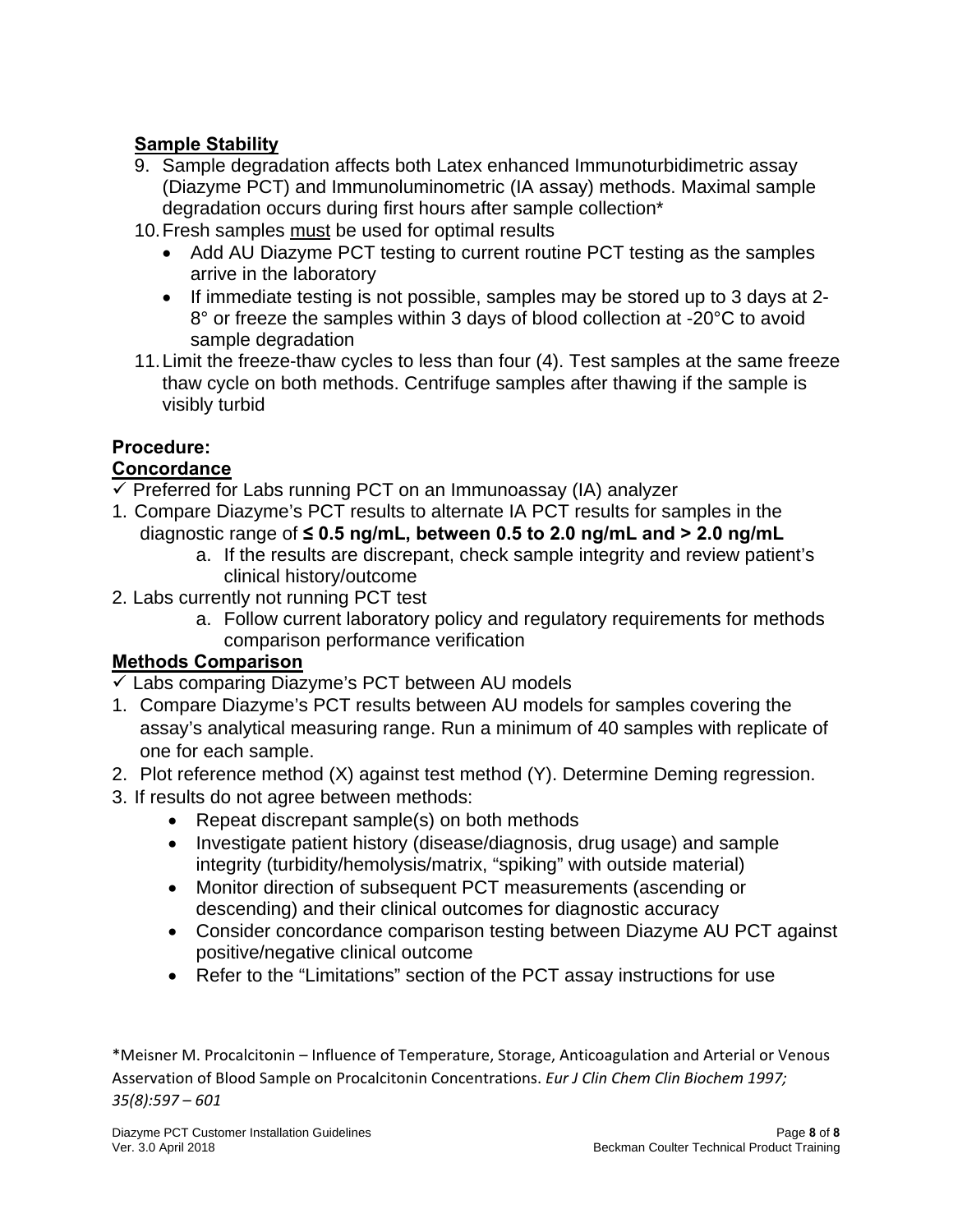**Sample Stability**

9. Sample degradation affects both Latex enhanced Immunoturbidimetric assay (Diazyme PCT) and Immunoluminometric (IA assay) methods. Maximal sample degradation occurs during first hours after sample collection*
10. Fresh samples <u>must</u> be used for optimal results
    - Add AU Diazyme PCT testing to current routine PCT testing as the samples arrive in the laboratory
    - If immediate testing is not possible, samples may be stored up to 3 days at 2-8° or freeze the samples within 3 days of blood collection at -20°C to avoid sample degradation
11. Limit the freeze-thaw cycles to less than four (4). Test samples at the same freeze thaw cycle on both methods. Centrifuge samples after thawing if the sample is visibly turbid

**Procedure:**

**Concordance**

✓ Preferred for Labs running PCT on an Immunoassay (IA) analyzer

1. Compare Diazyme's PCT results to alternate IA PCT results for samples in the diagnostic range of **≤ 0.5 ng/mL, between 0.5 to 2.0 ng/mL and > 2.0 ng/mL**
    a. If the results are discrepant, check sample integrity and review patient's clinical history/outcome
2. Labs currently not running PCT test
    a. Follow current laboratory policy and regulatory requirements for methods comparison performance verification

**Methods Comparison**

✓ Labs comparing Diazyme's PCT between AU models

1. Compare Diazyme's PCT results between AU models for samples covering the assay's analytical measuring range. Run a minimum of 40 samples with replicate of one for each sample.
2. Plot reference method (X) against test method (Y). Determine Deming regression.
3. If results do not agree between methods:
    - Repeat discrepant sample(s) on both methods
    - Investigate patient history (disease/diagnosis, drug usage) and sample integrity (turbidity/hemolysis/matrix, "spiking" with outside material)
    - Monitor direction of subsequent PCT measurements (ascending or descending) and their clinical outcomes for diagnostic accuracy
    - Consider concordance comparison testing between Diazyme AU PCT against positive/negative clinical outcome
    - Refer to the "Limitations" section of the PCT assay instructions for use

*Meisner M. Procalcitonin – Influence of Temperature, Storage, Anticoagulation and Arterial or Venous Asservation of Blood Sample on Procalcitonin Concentrations. *Eur J Clin Chem Clin Biochem 1997; 35(8):597 – 601*